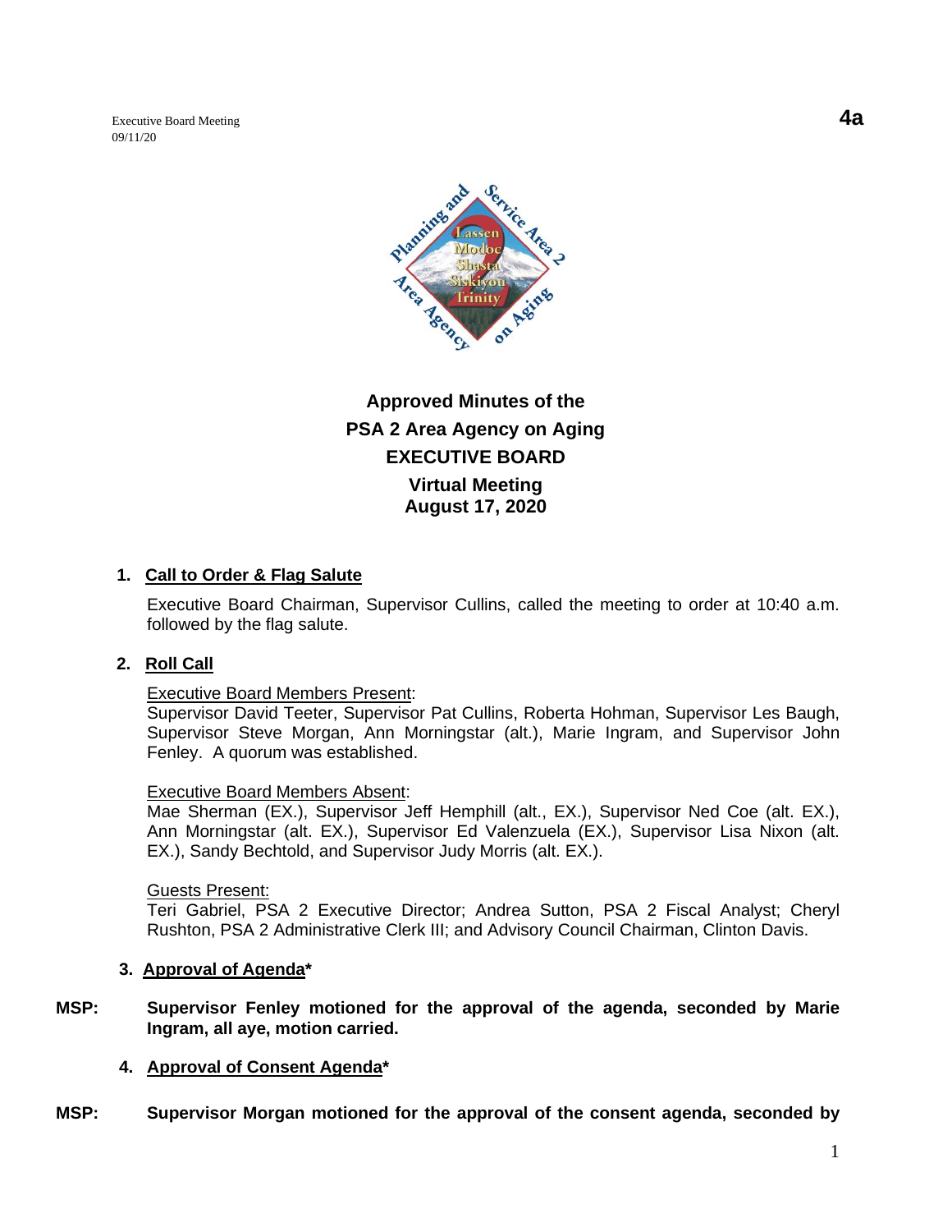Executive Board Meeting
09/11/20

**4a**

**Approved Minutes of the**
**PSA 2 Area Agency on Aging**
**EXECUTIVE BOARD**
**Virtual Meeting**
**August 17, 2020**

1. **Call to Order & Flag Salute**

   Executive Board Chairman, Supervisor Cullins, called the meeting to order at 10:40 a.m. followed by the flag salute.

2. **Roll Call**

   Executive Board Members Present:
   Supervisor David Teeter, Supervisor Pat Cullins, Roberta Hohman, Supervisor Les Baugh, Supervisor Steve Morgan, Ann Morningstar (alt.), Marie Ingram, and Supervisor John Fenley. A quorum was established.

   Executive Board Members Absent:
   Mae Sherman (EX.), Supervisor Jeff Hemphill (alt., EX.), Supervisor Ned Coe (alt. EX.), Ann Morningstar (alt. EX.), Supervisor Ed Valenzuela (EX.), Supervisor Lisa Nixon (alt. EX.), Sandy Bechtold, and Supervisor Judy Morris (alt. EX.).

   Guests Present:
   Teri Gabriel, PSA 2 Executive Director; Andrea Sutton, PSA 2 Fiscal Analyst; Cheryl Rushton, PSA 2 Administrative Clerk III; and Advisory Council Chairman, Clinton Davis.

3. **Approval of Agenda***

**MSP: Supervisor Fenley motioned for the approval of the agenda, seconded by Marie Ingram, all aye, motion carried.**

4. **Approval of Consent Agenda***

**MSP: Supervisor Morgan motioned for the approval of the consent agenda, seconded by**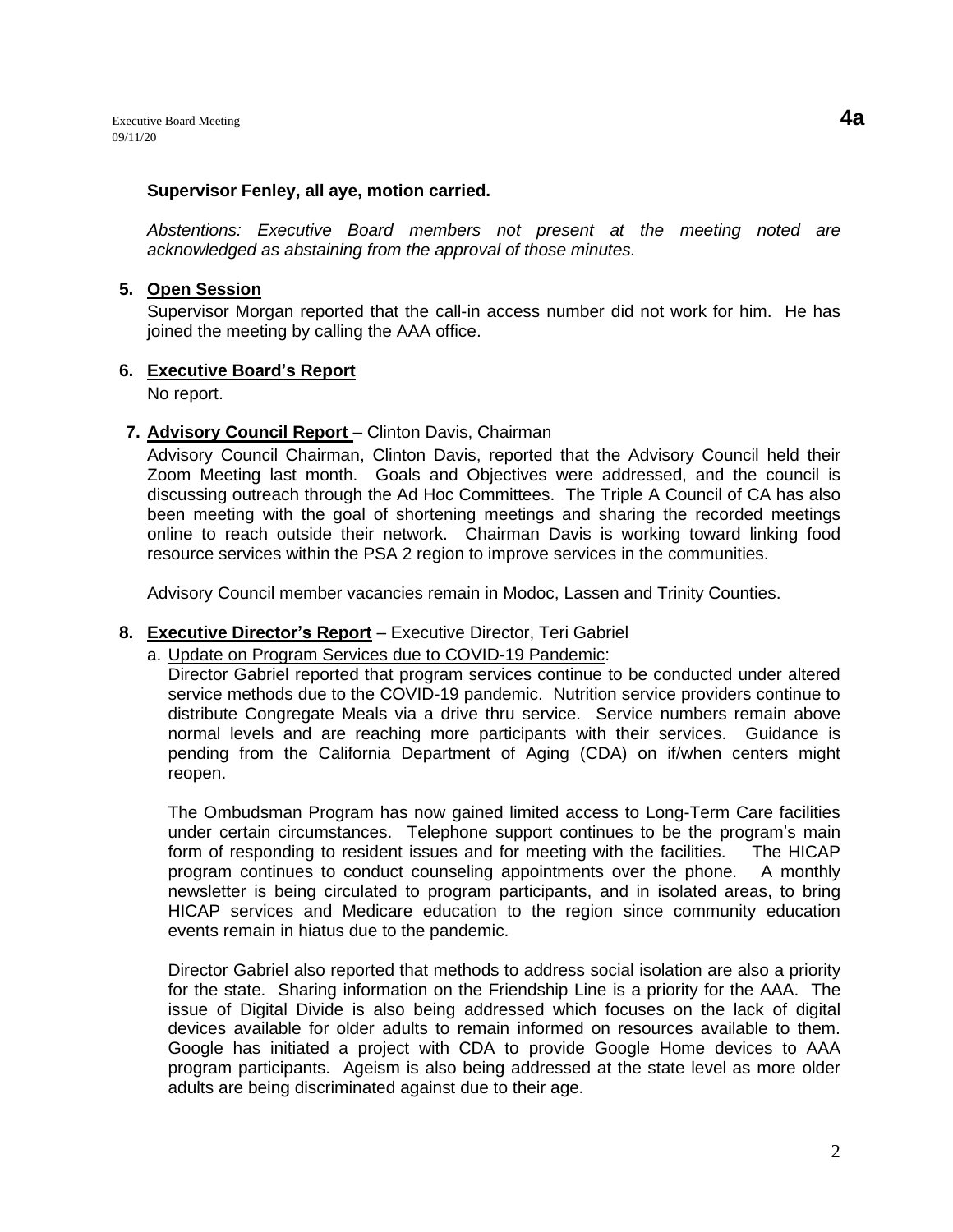**Supervisor Fenley, all aye, motion carried.**

*Abstentions: Executive Board members not present at the meeting noted are acknowledged as abstaining from the approval of those minutes.*

**5. <u>Open Session</u>**

Supervisor Morgan reported that the call-in access number did not work for him. He has joined the meeting by calling the AAA office.

**6. <u>Executive Board's Report</u>**

No report.

**7. <u>Advisory Council Report</u>** – Clinton Davis, Chairman

Advisory Council Chairman, Clinton Davis, reported that the Advisory Council held their Zoom Meeting last month. Goals and Objectives were addressed, and the council is discussing outreach through the Ad Hoc Committees. The Triple A Council of CA has also been meeting with the goal of shortening meetings and sharing the recorded meetings online to reach outside their network. Chairman Davis is working toward linking food resource services within the PSA 2 region to improve services in the communities.

Advisory Council member vacancies remain in Modoc, Lassen and Trinity Counties.

**8. <u>Executive Director's Report</u>** – Executive Director, Teri Gabriel

a. <u>Update on Program Services due to COVID-19 Pandemic</u>:

Director Gabriel reported that program services continue to be conducted under altered service methods due to the COVID-19 pandemic. Nutrition service providers continue to distribute Congregate Meals via a drive thru service. Service numbers remain above normal levels and are reaching more participants with their services. Guidance is pending from the California Department of Aging (CDA) on if/when centers might reopen.

The Ombudsman Program has now gained limited access to Long-Term Care facilities under certain circumstances. Telephone support continues to be the program's main form of responding to resident issues and for meeting with the facilities. The HICAP program continues to conduct counseling appointments over the phone. A monthly newsletter is being circulated to program participants, and in isolated areas, to bring HICAP services and Medicare education to the region since community education events remain in hiatus due to the pandemic.

Director Gabriel also reported that methods to address social isolation are also a priority for the state. Sharing information on the Friendship Line is a priority for the AAA. The issue of Digital Divide is also being addressed which focuses on the lack of digital devices available for older adults to remain informed on resources available to them. Google has initiated a project with CDA to provide Google Home devices to AAA program participants. Ageism is also being addressed at the state level as more older adults are being discriminated against due to their age.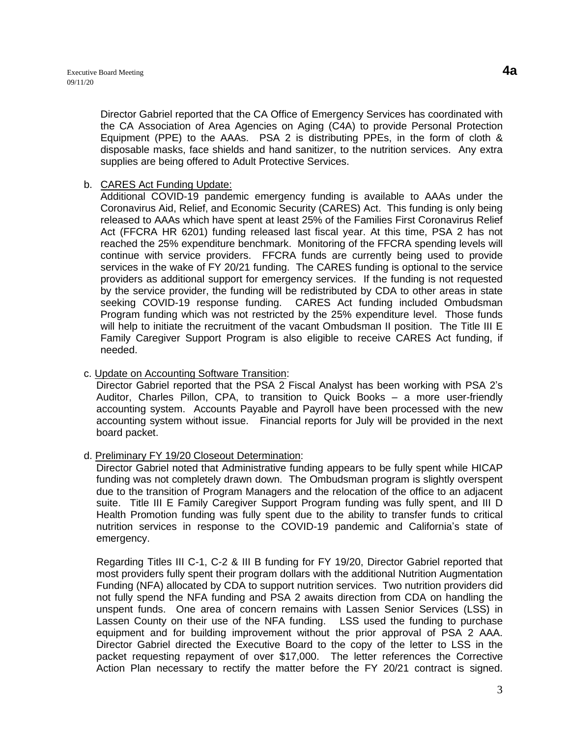Director Gabriel reported that the CA Office of Emergency Services has coordinated with the CA Association of Area Agencies on Aging (C4A) to provide Personal Protection Equipment (PPE) to the AAAs. PSA 2 is distributing PPEs, in the form of cloth & disposable masks, face shields and hand sanitizer, to the nutrition services. Any extra supplies are being offered to Adult Protective Services.

b. <u>CARES Act Funding Update</u>:
Additional COVID-19 pandemic emergency funding is available to AAAs under the Coronavirus Aid, Relief, and Economic Security (CARES) Act. This funding is only being released to AAAs which have spent at least 25% of the Families First Coronavirus Relief Act (FFCRA HR 6201) funding released last fiscal year. At this time, PSA 2 has not reached the 25% expenditure benchmark. Monitoring of the FFCRA spending levels will continue with service providers. FFCRA funds are currently being used to provide services in the wake of FY 20/21 funding. The CARES funding is optional to the service providers as additional support for emergency services. If the funding is not requested by the service provider, the funding will be redistributed by CDA to other areas in state seeking COVID-19 response funding. CARES Act funding included Ombudsman Program funding which was not restricted by the 25% expenditure level. Those funds will help to initiate the recruitment of the vacant Ombudsman II position. The Title III E Family Caregiver Support Program is also eligible to receive CARES Act funding, if needed.

c. <u>Update on Accounting Software Transition</u>:
Director Gabriel reported that the PSA 2 Fiscal Analyst has been working with PSA 2's Auditor, Charles Pillon, CPA, to transition to Quick Books – a more user-friendly accounting system. Accounts Payable and Payroll have been processed with the new accounting system without issue. Financial reports for July will be provided in the next board packet.

d. <u>Preliminary FY 19/20 Closeout Determination</u>:
Director Gabriel noted that Administrative funding appears to be fully spent while HICAP funding was not completely drawn down. The Ombudsman program is slightly overspent due to the transition of Program Managers and the relocation of the office to an adjacent suite. Title III E Family Caregiver Support Program funding was fully spent, and III D Health Promotion funding was fully spent due to the ability to transfer funds to critical nutrition services in response to the COVID-19 pandemic and California's state of emergency.

Regarding Titles III C-1, C-2 & III B funding for FY 19/20, Director Gabriel reported that most providers fully spent their program dollars with the additional Nutrition Augmentation Funding (NFA) allocated by CDA to support nutrition services. Two nutrition providers did not fully spend the NFA funding and PSA 2 awaits direction from CDA on handling the unspent funds. One area of concern remains with Lassen Senior Services (LSS) in Lassen County on their use of the NFA funding. LSS used the funding to purchase equipment and for building improvement without the prior approval of PSA 2 AAA. Director Gabriel directed the Executive Board to the copy of the letter to LSS in the packet requesting repayment of over $17,000. The letter references the Corrective Action Plan necessary to rectify the matter before the FY 20/21 contract is signed.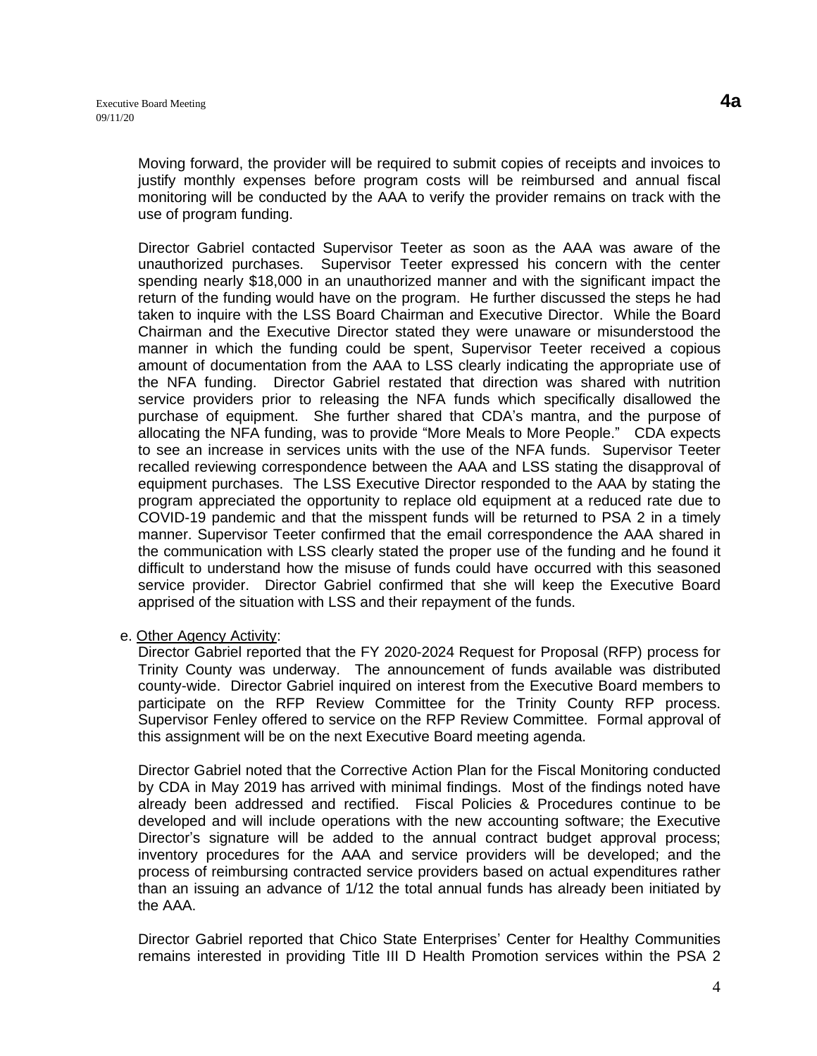Moving forward, the provider will be required to submit copies of receipts and invoices to justify monthly expenses before program costs will be reimbursed and annual fiscal monitoring will be conducted by the AAA to verify the provider remains on track with the use of program funding.

Director Gabriel contacted Supervisor Teeter as soon as the AAA was aware of the unauthorized purchases. Supervisor Teeter expressed his concern with the center spending nearly $18,000 in an unauthorized manner and with the significant impact the return of the funding would have on the program. He further discussed the steps he had taken to inquire with the LSS Board Chairman and Executive Director. While the Board Chairman and the Executive Director stated they were unaware or misunderstood the manner in which the funding could be spent, Supervisor Teeter received a copious amount of documentation from the AAA to LSS clearly indicating the appropriate use of the NFA funding. Director Gabriel restated that direction was shared with nutrition service providers prior to releasing the NFA funds which specifically disallowed the purchase of equipment. She further shared that CDA's mantra, and the purpose of allocating the NFA funding, was to provide "More Meals to More People." CDA expects to see an increase in services units with the use of the NFA funds. Supervisor Teeter recalled reviewing correspondence between the AAA and LSS stating the disapproval of equipment purchases. The LSS Executive Director responded to the AAA by stating the program appreciated the opportunity to replace old equipment at a reduced rate due to COVID-19 pandemic and that the misspent funds will be returned to PSA 2 in a timely manner. Supervisor Teeter confirmed that the email correspondence the AAA shared in the communication with LSS clearly stated the proper use of the funding and he found it difficult to understand how the misuse of funds could have occurred with this seasoned service provider. Director Gabriel confirmed that she will keep the Executive Board apprised of the situation with LSS and their repayment of the funds.

e. Other Agency Activity:

Director Gabriel reported that the FY 2020-2024 Request for Proposal (RFP) process for Trinity County was underway. The announcement of funds available was distributed county-wide. Director Gabriel inquired on interest from the Executive Board members to participate on the RFP Review Committee for the Trinity County RFP process. Supervisor Fenley offered to service on the RFP Review Committee. Formal approval of this assignment will be on the next Executive Board meeting agenda.

Director Gabriel noted that the Corrective Action Plan for the Fiscal Monitoring conducted by CDA in May 2019 has arrived with minimal findings. Most of the findings noted have already been addressed and rectified. Fiscal Policies & Procedures continue to be developed and will include operations with the new accounting software; the Executive Director's signature will be added to the annual contract budget approval process; inventory procedures for the AAA and service providers will be developed; and the process of reimbursing contracted service providers based on actual expenditures rather than an issuing an advance of 1/12 the total annual funds has already been initiated by the AAA.

Director Gabriel reported that Chico State Enterprises' Center for Healthy Communities remains interested in providing Title III D Health Promotion services within the PSA 2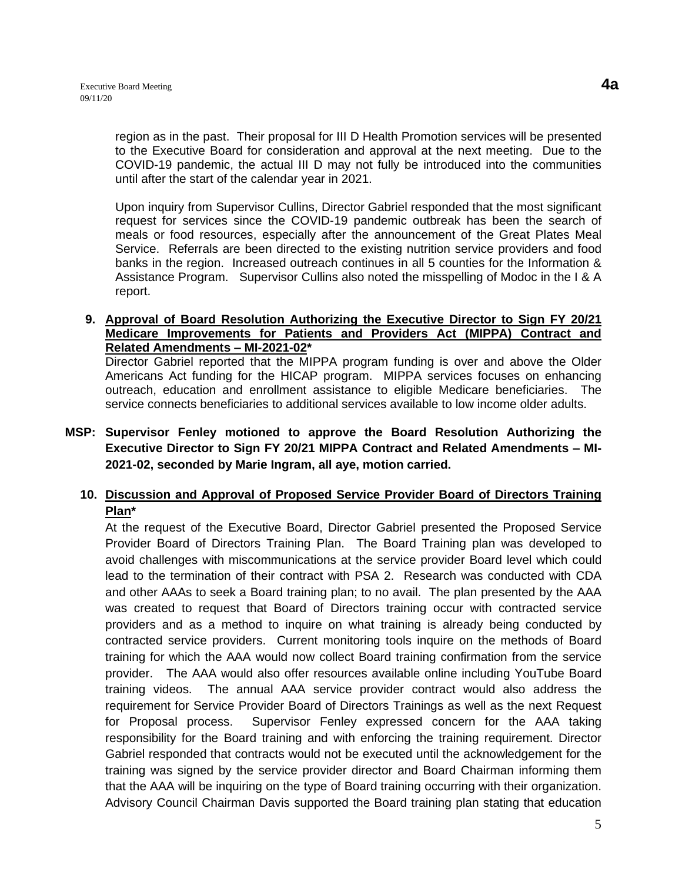region as in the past. Their proposal for III D Health Promotion services will be presented to the Executive Board for consideration and approval at the next meeting. Due to the COVID-19 pandemic, the actual III D may not fully be introduced into the communities until after the start of the calendar year in 2021.

Upon inquiry from Supervisor Cullins, Director Gabriel responded that the most significant request for services since the COVID-19 pandemic outbreak has been the search of meals or food resources, especially after the announcement of the Great Plates Meal Service. Referrals are been directed to the existing nutrition service providers and food banks in the region. Increased outreach continues in all 5 counties for the Information & Assistance Program. Supervisor Cullins also noted the misspelling of Modoc in the I & A report.

**9. Approval of Board Resolution Authorizing the Executive Director to Sign FY 20/21 Medicare Improvements for Patients and Providers Act (MIPPA) Contract and Related Amendments – MI-2021-02***

Director Gabriel reported that the MIPPA program funding is over and above the Older Americans Act funding for the HICAP program. MIPPA services focuses on enhancing outreach, education and enrollment assistance to eligible Medicare beneficiaries. The service connects beneficiaries to additional services available to low income older adults.

**MSP: Supervisor Fenley motioned to approve the Board Resolution Authorizing the Executive Director to Sign FY 20/21 MIPPA Contract and Related Amendments – MI-2021-02, seconded by Marie Ingram, all aye, motion carried.**

**10. Discussion and Approval of Proposed Service Provider Board of Directors Training Plan***

At the request of the Executive Board, Director Gabriel presented the Proposed Service Provider Board of Directors Training Plan. The Board Training plan was developed to avoid challenges with miscommunications at the service provider Board level which could lead to the termination of their contract with PSA 2. Research was conducted with CDA and other AAAs to seek a Board training plan; to no avail. The plan presented by the AAA was created to request that Board of Directors training occur with contracted service providers and as a method to inquire on what training is already being conducted by contracted service providers. Current monitoring tools inquire on the methods of Board training for which the AAA would now collect Board training confirmation from the service provider. The AAA would also offer resources available online including YouTube Board training videos. The annual AAA service provider contract would also address the requirement for Service Provider Board of Directors Trainings as well as the next Request for Proposal process. Supervisor Fenley expressed concern for the AAA taking responsibility for the Board training and with enforcing the training requirement. Director Gabriel responded that contracts would not be executed until the acknowledgement for the training was signed by the service provider director and Board Chairman informing them that the AAA will be inquiring on the type of Board training occurring with their organization. Advisory Council Chairman Davis supported the Board training plan stating that education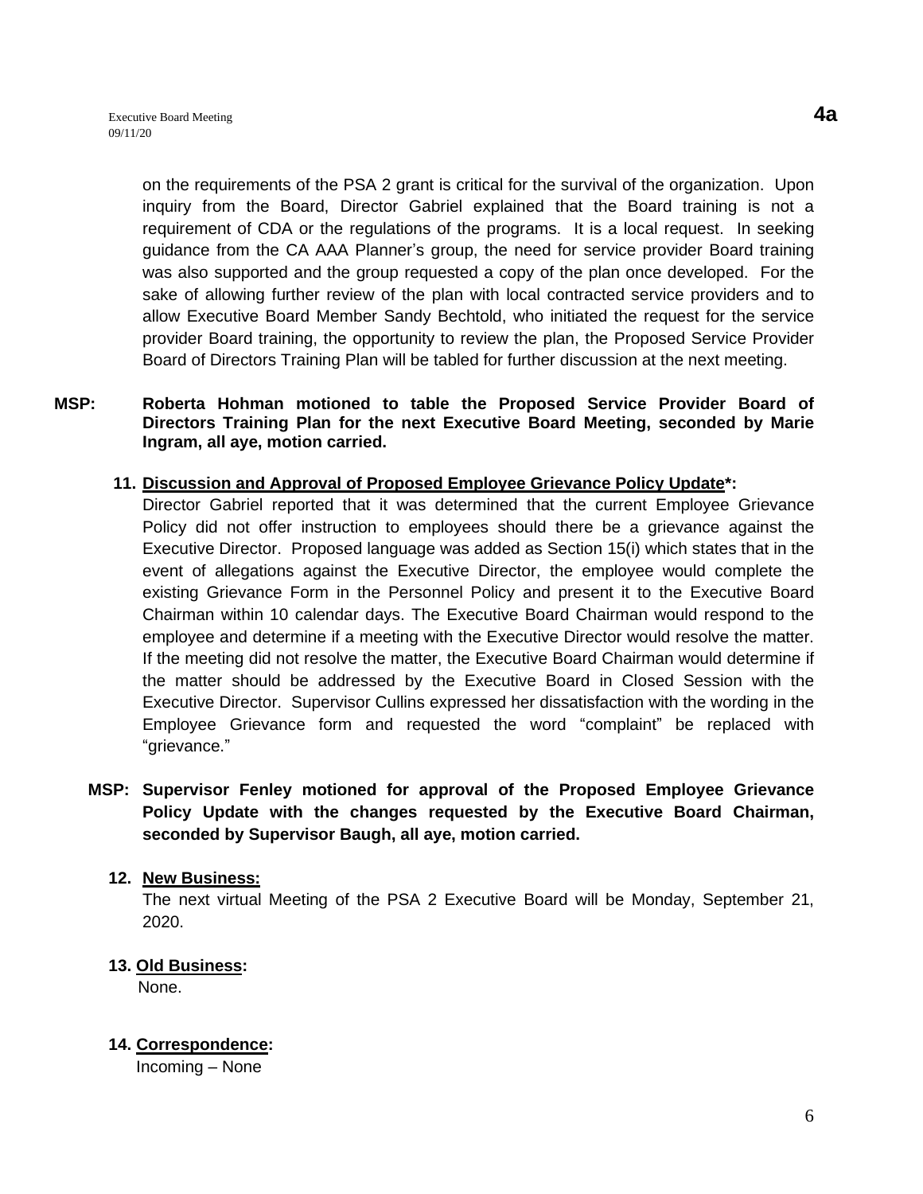on the requirements of the PSA 2 grant is critical for the survival of the organization. Upon inquiry from the Board, Director Gabriel explained that the Board training is not a requirement of CDA or the regulations of the programs. It is a local request. In seeking guidance from the CA AAA Planner's group, the need for service provider Board training was also supported and the group requested a copy of the plan once developed. For the sake of allowing further review of the plan with local contracted service providers and to allow Executive Board Member Sandy Bechtold, who initiated the request for the service provider Board training, the opportunity to review the plan, the Proposed Service Provider Board of Directors Training Plan will be tabled for further discussion at the next meeting.

**MSP: Roberta Hohman motioned to table the Proposed Service Provider Board of Directors Training Plan for the next Executive Board Meeting, seconded by Marie Ingram, all aye, motion carried.**

**11. Discussion and Approval of Proposed Employee Grievance Policy Update*:**

Director Gabriel reported that it was determined that the current Employee Grievance Policy did not offer instruction to employees should there be a grievance against the Executive Director. Proposed language was added as Section 15(i) which states that in the event of allegations against the Executive Director, the employee would complete the existing Grievance Form in the Personnel Policy and present it to the Executive Board Chairman within 10 calendar days. The Executive Board Chairman would respond to the employee and determine if a meeting with the Executive Director would resolve the matter. If the meeting did not resolve the matter, the Executive Board Chairman would determine if the matter should be addressed by the Executive Board in Closed Session with the Executive Director. Supervisor Cullins expressed her dissatisfaction with the wording in the Employee Grievance form and requested the word "complaint" be replaced with "grievance."

**MSP: Supervisor Fenley motioned for approval of the Proposed Employee Grievance Policy Update with the changes requested by the Executive Board Chairman, seconded by Supervisor Baugh, all aye, motion carried.**

**12. New Business:**

The next virtual Meeting of the PSA 2 Executive Board will be Monday, September 21, 2020.

**13. Old Business:**

None.

**14. Correspondence:**

Incoming – None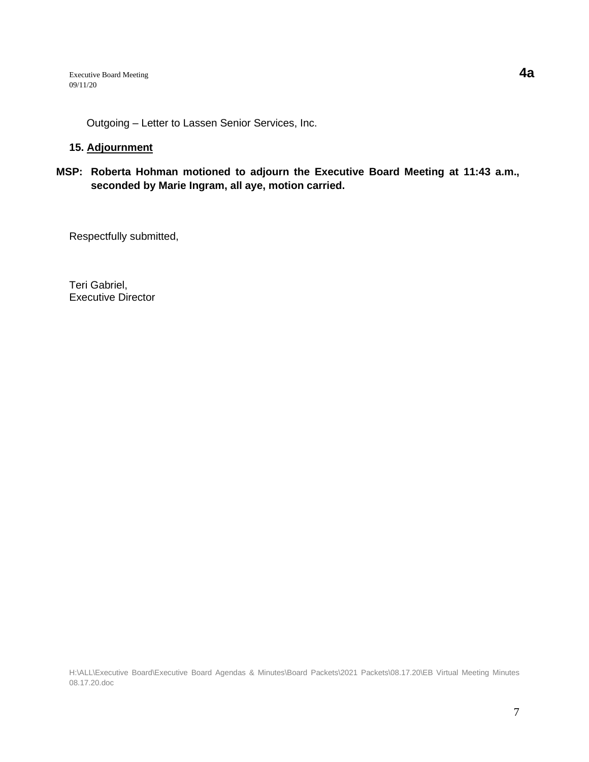Outgoing – Letter to Lassen Senior Services, Inc.

**15. Adjournment**

**MSP: Roberta Hohman motioned to adjourn the Executive Board Meeting at 11:43 a.m., seconded by Marie Ingram, all aye, motion carried.**

Respectfully submitted,

Teri Gabriel,
Executive Director

H:\ALL\Executive Board\Executive Board Agendas & Minutes\Board Packets\2021 Packets\08.17.20\EB Virtual Meeting Minutes 08.17.20.doc